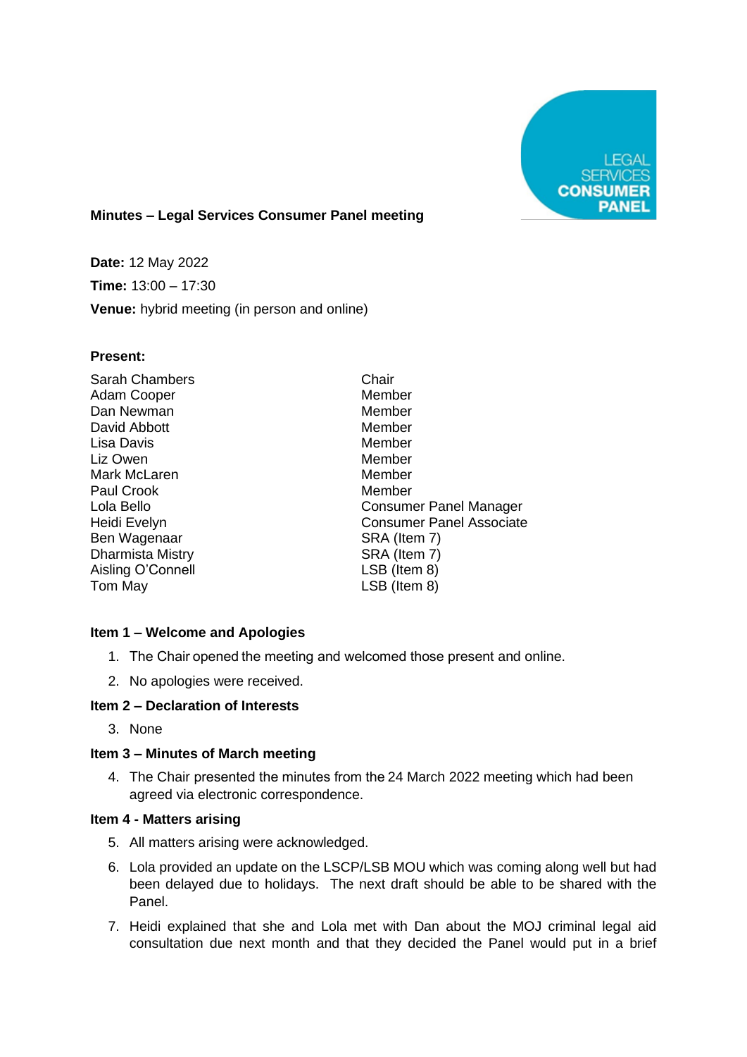## Minutes – Legal Services Consumer Panel meeting

**Date:** 12 May 2022

**Time:** 13:00 – 17:30

**Venue:** hybrid meeting (in person and online)

**Present:**

| | |
|---|---|
| Sarah Chambers | Chair |
| Adam Cooper | Member |
| Dan Newman | Member |
| David Abbott | Member |
| Lisa Davis | Member |
| Liz Owen | Member |
| Mark McLaren | Member |
| Paul Crook | Member |
| Lola Bello | Consumer Panel Manager |
| Heidi Evelyn | Consumer Panel Associate |
| Ben Wagenaar | SRA (Item 7) |
| Dharmista Mistry | SRA (Item 7) |
| Aisling O'Connell | LSB (Item 8) |
| Tom May | LSB (Item 8) |

### Item 1 – Welcome and Apologies

1. The Chair opened the meeting and welcomed those present and online.
2. No apologies were received.

### Item 2 – Declaration of Interests

3. None

### Item 3 – Minutes of March meeting

4. The Chair presented the minutes from the 24 March 2022 meeting which had been agreed via electronic correspondence.

### Item 4 - Matters arising

5. All matters arising were acknowledged.
6. Lola provided an update on the LSCP/LSB MOU which was coming along well but had been delayed due to holidays. The next draft should be able to be shared with the Panel.
7. Heidi explained that she and Lola met with Dan about the MOJ criminal legal aid consultation due next month and that they decided the Panel would put in a brief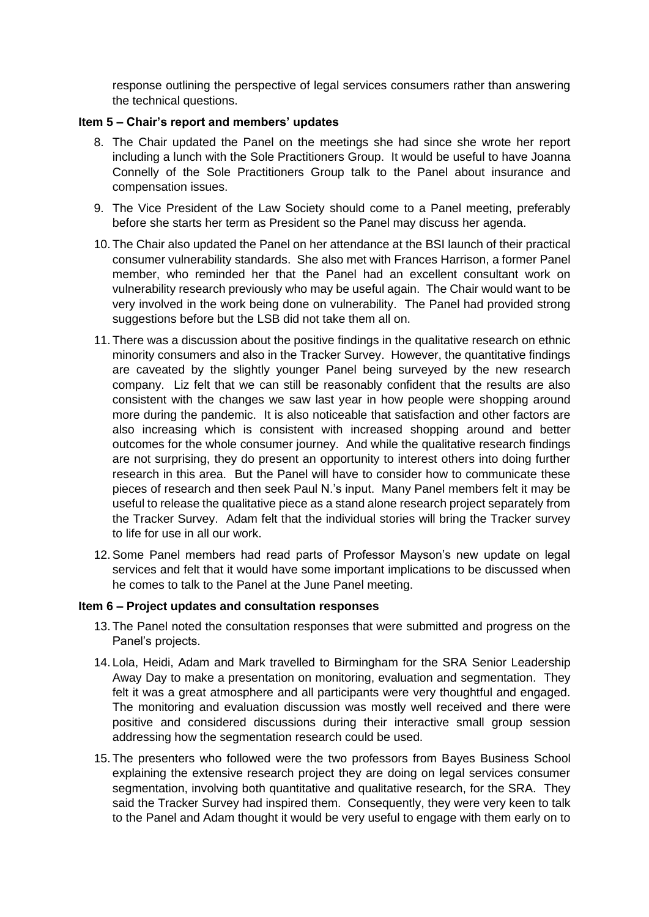response outlining the perspective of legal services consumers rather than answering the technical questions.

**Item 5 – Chair's report and members' updates**

8. The Chair updated the Panel on the meetings she had since she wrote her report including a lunch with the Sole Practitioners Group. It would be useful to have Joanna Connelly of the Sole Practitioners Group talk to the Panel about insurance and compensation issues.

9. The Vice President of the Law Society should come to a Panel meeting, preferably before she starts her term as President so the Panel may discuss her agenda.

10. The Chair also updated the Panel on her attendance at the BSI launch of their practical consumer vulnerability standards. She also met with Frances Harrison, a former Panel member, who reminded her that the Panel had an excellent consultant work on vulnerability research previously who may be useful again. The Chair would want to be very involved in the work being done on vulnerability. The Panel had provided strong suggestions before but the LSB did not take them all on.

11. There was a discussion about the positive findings in the qualitative research on ethnic minority consumers and also in the Tracker Survey. However, the quantitative findings are caveated by the slightly younger Panel being surveyed by the new research company. Liz felt that we can still be reasonably confident that the results are also consistent with the changes we saw last year in how people were shopping around more during the pandemic. It is also noticeable that satisfaction and other factors are also increasing which is consistent with increased shopping around and better outcomes for the whole consumer journey. And while the qualitative research findings are not surprising, they do present an opportunity to interest others into doing further research in this area. But the Panel will have to consider how to communicate these pieces of research and then seek Paul N.'s input. Many Panel members felt it may be useful to release the qualitative piece as a stand alone research project separately from the Tracker Survey. Adam felt that the individual stories will bring the Tracker survey to life for use in all our work.

12. Some Panel members had read parts of Professor Mayson's new update on legal services and felt that it would have some important implications to be discussed when he comes to talk to the Panel at the June Panel meeting.

**Item 6 – Project updates and consultation responses**

13. The Panel noted the consultation responses that were submitted and progress on the Panel's projects.

14. Lola, Heidi, Adam and Mark travelled to Birmingham for the SRA Senior Leadership Away Day to make a presentation on monitoring, evaluation and segmentation. They felt it was a great atmosphere and all participants were very thoughtful and engaged. The monitoring and evaluation discussion was mostly well received and there were positive and considered discussions during their interactive small group session addressing how the segmentation research could be used.

15. The presenters who followed were the two professors from Bayes Business School explaining the extensive research project they are doing on legal services consumer segmentation, involving both quantitative and qualitative research, for the SRA. They said the Tracker Survey had inspired them. Consequently, they were very keen to talk to the Panel and Adam thought it would be very useful to engage with them early on to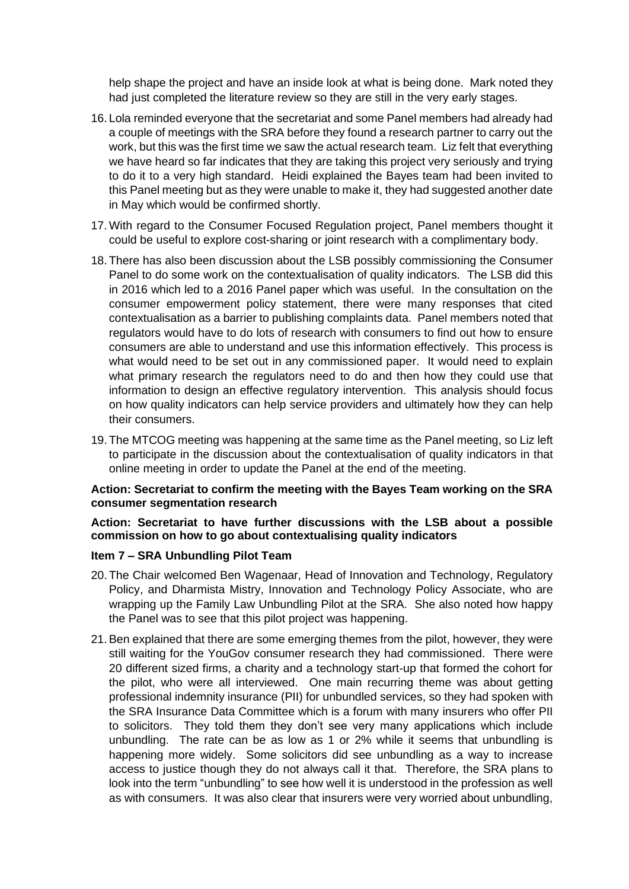help shape the project and have an inside look at what is being done. Mark noted they had just completed the literature review so they are still in the very early stages.

16. Lola reminded everyone that the secretariat and some Panel members had already had a couple of meetings with the SRA before they found a research partner to carry out the work, but this was the first time we saw the actual research team. Liz felt that everything we have heard so far indicates that they are taking this project very seriously and trying to do it to a very high standard. Heidi explained the Bayes team had been invited to this Panel meeting but as they were unable to make it, they had suggested another date in May which would be confirmed shortly.

17. With regard to the Consumer Focused Regulation project, Panel members thought it could be useful to explore cost-sharing or joint research with a complimentary body.

18. There has also been discussion about the LSB possibly commissioning the Consumer Panel to do some work on the contextualisation of quality indicators. The LSB did this in 2016 which led to a 2016 Panel paper which was useful. In the consultation on the consumer empowerment policy statement, there were many responses that cited contextualisation as a barrier to publishing complaints data. Panel members noted that regulators would have to do lots of research with consumers to find out how to ensure consumers are able to understand and use this information effectively. This process is what would need to be set out in any commissioned paper. It would need to explain what primary research the regulators need to do and then how they could use that information to design an effective regulatory intervention. This analysis should focus on how quality indicators can help service providers and ultimately how they can help their consumers.

19. The MTCOG meeting was happening at the same time as the Panel meeting, so Liz left to participate in the discussion about the contextualisation of quality indicators in that online meeting in order to update the Panel at the end of the meeting.

**Action: Secretariat to confirm the meeting with the Bayes Team working on the SRA consumer segmentation research**

**Action: Secretariat to have further discussions with the LSB about a possible commission on how to go about contextualising quality indicators**

**Item 7 – SRA Unbundling Pilot Team**

20. The Chair welcomed Ben Wagenaar, Head of Innovation and Technology, Regulatory Policy, and Dharmista Mistry, Innovation and Technology Policy Associate, who are wrapping up the Family Law Unbundling Pilot at the SRA. She also noted how happy the Panel was to see that this pilot project was happening.

21. Ben explained that there are some emerging themes from the pilot, however, they were still waiting for the YouGov consumer research they had commissioned. There were 20 different sized firms, a charity and a technology start-up that formed the cohort for the pilot, who were all interviewed. One main recurring theme was about getting professional indemnity insurance (PII) for unbundled services, so they had spoken with the SRA Insurance Data Committee which is a forum with many insurers who offer PII to solicitors. They told them they don't see very many applications which include unbundling. The rate can be as low as 1 or 2% while it seems that unbundling is happening more widely. Some solicitors did see unbundling as a way to increase access to justice though they do not always call it that. Therefore, the SRA plans to look into the term "unbundling" to see how well it is understood in the profession as well as with consumers. It was also clear that insurers were very worried about unbundling,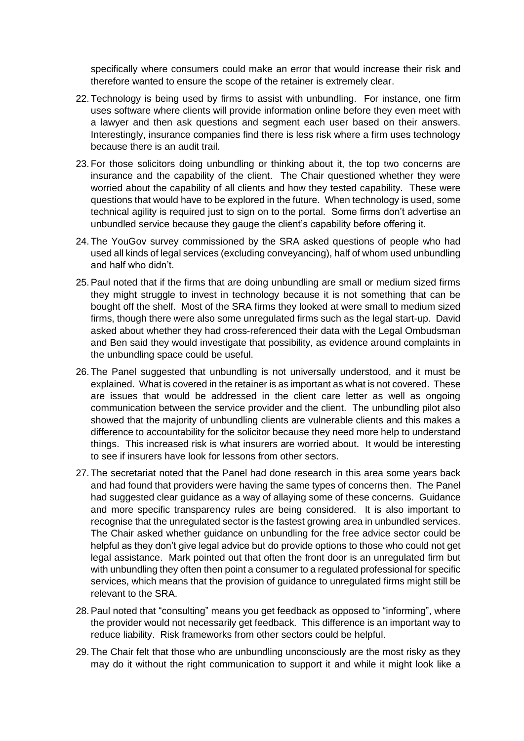specifically where consumers could make an error that would increase their risk and therefore wanted to ensure the scope of the retainer is extremely clear.

22. Technology is being used by firms to assist with unbundling. For instance, one firm uses software where clients will provide information online before they even meet with a lawyer and then ask questions and segment each user based on their answers. Interestingly, insurance companies find there is less risk where a firm uses technology because there is an audit trail.

23. For those solicitors doing unbundling or thinking about it, the top two concerns are insurance and the capability of the client. The Chair questioned whether they were worried about the capability of all clients and how they tested capability. These were questions that would have to be explored in the future. When technology is used, some technical agility is required just to sign on to the portal. Some firms don't advertise an unbundled service because they gauge the client's capability before offering it.

24. The YouGov survey commissioned by the SRA asked questions of people who had used all kinds of legal services (excluding conveyancing), half of whom used unbundling and half who didn't.

25. Paul noted that if the firms that are doing unbundling are small or medium sized firms they might struggle to invest in technology because it is not something that can be bought off the shelf. Most of the SRA firms they looked at were small to medium sized firms, though there were also some unregulated firms such as the legal start-up. David asked about whether they had cross-referenced their data with the Legal Ombudsman and Ben said they would investigate that possibility, as evidence around complaints in the unbundling space could be useful.

26. The Panel suggested that unbundling is not universally understood, and it must be explained. What is covered in the retainer is as important as what is not covered. These are issues that would be addressed in the client care letter as well as ongoing communication between the service provider and the client. The unbundling pilot also showed that the majority of unbundling clients are vulnerable clients and this makes a difference to accountability for the solicitor because they need more help to understand things. This increased risk is what insurers are worried about. It would be interesting to see if insurers have look for lessons from other sectors.

27. The secretariat noted that the Panel had done research in this area some years back and had found that providers were having the same types of concerns then. The Panel had suggested clear guidance as a way of allaying some of these concerns. Guidance and more specific transparency rules are being considered. It is also important to recognise that the unregulated sector is the fastest growing area in unbundled services. The Chair asked whether guidance on unbundling for the free advice sector could be helpful as they don't give legal advice but do provide options to those who could not get legal assistance. Mark pointed out that often the front door is an unregulated firm but with unbundling they often then point a consumer to a regulated professional for specific services, which means that the provision of guidance to unregulated firms might still be relevant to the SRA.

28. Paul noted that "consulting" means you get feedback as opposed to "informing", where the provider would not necessarily get feedback. This difference is an important way to reduce liability. Risk frameworks from other sectors could be helpful.

29. The Chair felt that those who are unbundling unconsciously are the most risky as they may do it without the right communication to support it and while it might look like a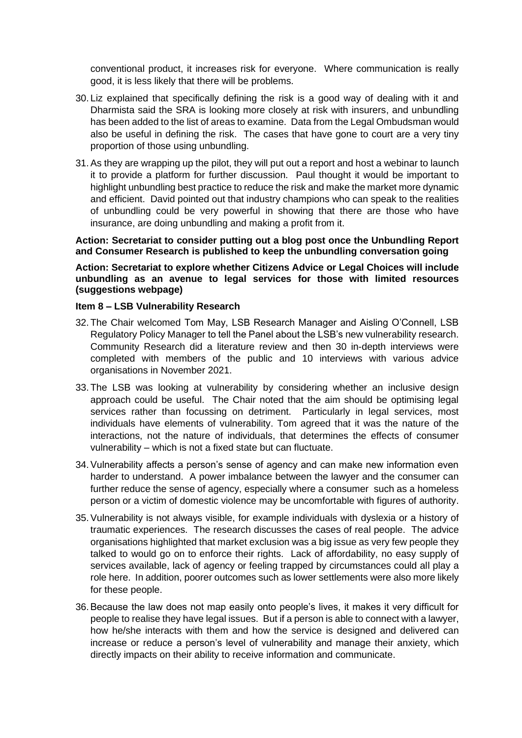conventional product, it increases risk for everyone. Where communication is really good, it is less likely that there will be problems.

30. Liz explained that specifically defining the risk is a good way of dealing with it and Dharmista said the SRA is looking more closely at risk with insurers, and unbundling has been added to the list of areas to examine. Data from the Legal Ombudsman would also be useful in defining the risk. The cases that have gone to court are a very tiny proportion of those using unbundling.

31. As they are wrapping up the pilot, they will put out a report and host a webinar to launch it to provide a platform for further discussion. Paul thought it would be important to highlight unbundling best practice to reduce the risk and make the market more dynamic and efficient. David pointed out that industry champions who can speak to the realities of unbundling could be very powerful in showing that there are those who have insurance, are doing unbundling and making a profit from it.

**Action: Secretariat to consider putting out a blog post once the Unbundling Report and Consumer Research is published to keep the unbundling conversation going**

**Action: Secretariat to explore whether Citizens Advice or Legal Choices will include unbundling as an avenue to legal services for those with limited resources (suggestions webpage)**

**Item 8 – LSB Vulnerability Research**

32. The Chair welcomed Tom May, LSB Research Manager and Aisling O'Connell, LSB Regulatory Policy Manager to tell the Panel about the LSB's new vulnerability research. Community Research did a literature review and then 30 in-depth interviews were completed with members of the public and 10 interviews with various advice organisations in November 2021.

33. The LSB was looking at vulnerability by considering whether an inclusive design approach could be useful. The Chair noted that the aim should be optimising legal services rather than focussing on detriment. Particularly in legal services, most individuals have elements of vulnerability. Tom agreed that it was the nature of the interactions, not the nature of individuals, that determines the effects of consumer vulnerability – which is not a fixed state but can fluctuate.

34. Vulnerability affects a person's sense of agency and can make new information even harder to understand. A power imbalance between the lawyer and the consumer can further reduce the sense of agency, especially where a consumer such as a homeless person or a victim of domestic violence may be uncomfortable with figures of authority.

35. Vulnerability is not always visible, for example individuals with dyslexia or a history of traumatic experiences. The research discusses the cases of real people. The advice organisations highlighted that market exclusion was a big issue as very few people they talked to would go on to enforce their rights. Lack of affordability, no easy supply of services available, lack of agency or feeling trapped by circumstances could all play a role here. In addition, poorer outcomes such as lower settlements were also more likely for these people.

36. Because the law does not map easily onto people's lives, it makes it very difficult for people to realise they have legal issues. But if a person is able to connect with a lawyer, how he/she interacts with them and how the service is designed and delivered can increase or reduce a person's level of vulnerability and manage their anxiety, which directly impacts on their ability to receive information and communicate.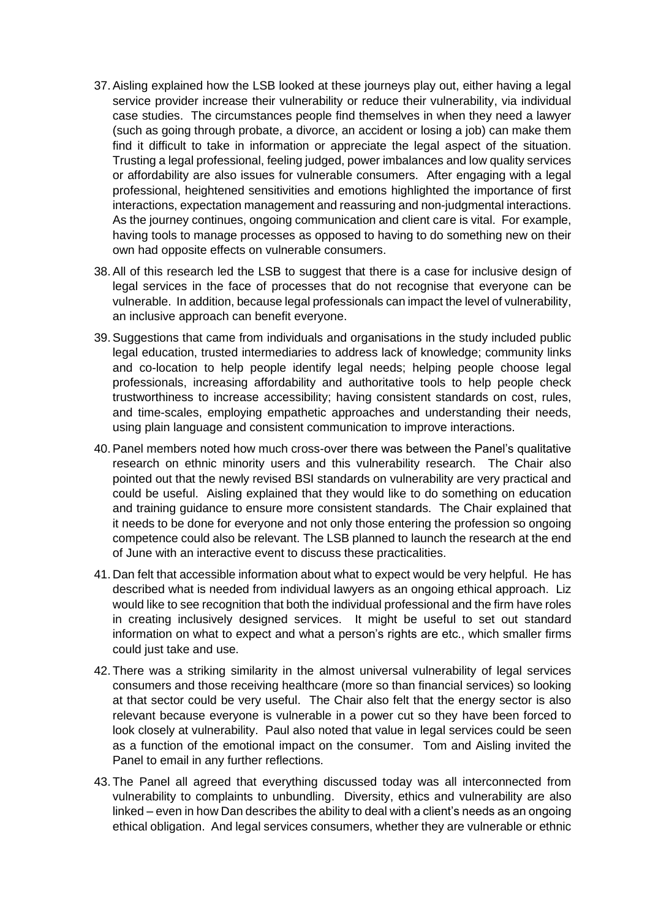37. Aisling explained how the LSB looked at these journeys play out, either having a legal service provider increase their vulnerability or reduce their vulnerability, via individual case studies. The circumstances people find themselves in when they need a lawyer (such as going through probate, a divorce, an accident or losing a job) can make them find it difficult to take in information or appreciate the legal aspect of the situation. Trusting a legal professional, feeling judged, power imbalances and low quality services or affordability are also issues for vulnerable consumers. After engaging with a legal professional, heightened sensitivities and emotions highlighted the importance of first interactions, expectation management and reassuring and non-judgmental interactions. As the journey continues, ongoing communication and client care is vital. For example, having tools to manage processes as opposed to having to do something new on their own had opposite effects on vulnerable consumers.

38. All of this research led the LSB to suggest that there is a case for inclusive design of legal services in the face of processes that do not recognise that everyone can be vulnerable. In addition, because legal professionals can impact the level of vulnerability, an inclusive approach can benefit everyone.

39. Suggestions that came from individuals and organisations in the study included public legal education, trusted intermediaries to address lack of knowledge; community links and co-location to help people identify legal needs; helping people choose legal professionals, increasing affordability and authoritative tools to help people check trustworthiness to increase accessibility; having consistent standards on cost, rules, and time-scales, employing empathetic approaches and understanding their needs, using plain language and consistent communication to improve interactions.

40. Panel members noted how much cross-over there was between the Panel's qualitative research on ethnic minority users and this vulnerability research. The Chair also pointed out that the newly revised BSI standards on vulnerability are very practical and could be useful. Aisling explained that they would like to do something on education and training guidance to ensure more consistent standards. The Chair explained that it needs to be done for everyone and not only those entering the profession so ongoing competence could also be relevant. The LSB planned to launch the research at the end of June with an interactive event to discuss these practicalities.

41. Dan felt that accessible information about what to expect would be very helpful. He has described what is needed from individual lawyers as an ongoing ethical approach. Liz would like to see recognition that both the individual professional and the firm have roles in creating inclusively designed services. It might be useful to set out standard information on what to expect and what a person's rights are etc., which smaller firms could just take and use.

42. There was a striking similarity in the almost universal vulnerability of legal services consumers and those receiving healthcare (more so than financial services) so looking at that sector could be very useful. The Chair also felt that the energy sector is also relevant because everyone is vulnerable in a power cut so they have been forced to look closely at vulnerability. Paul also noted that value in legal services could be seen as a function of the emotional impact on the consumer. Tom and Aisling invited the Panel to email in any further reflections.

43. The Panel all agreed that everything discussed today was all interconnected from vulnerability to complaints to unbundling. Diversity, ethics and vulnerability are also linked – even in how Dan describes the ability to deal with a client's needs as an ongoing ethical obligation. And legal services consumers, whether they are vulnerable or ethnic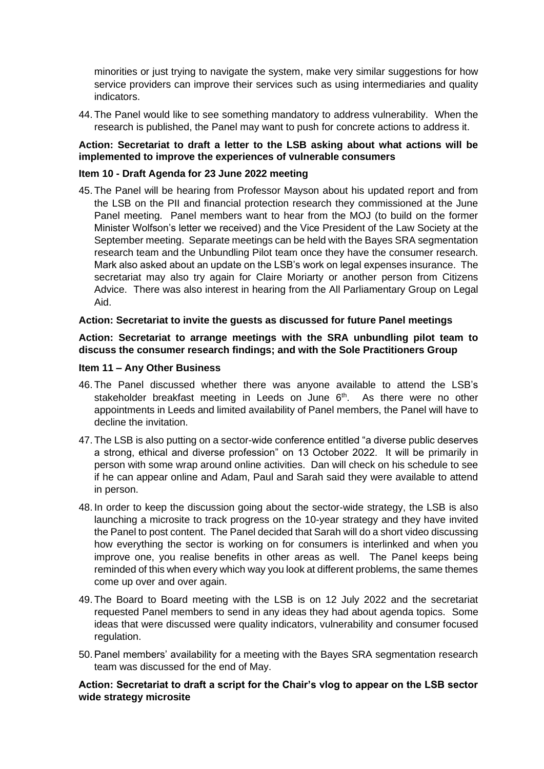minorities or just trying to navigate the system, make very similar suggestions for how service providers can improve their services such as using intermediaries and quality indicators.

44. The Panel would like to see something mandatory to address vulnerability. When the research is published, the Panel may want to push for concrete actions to address it.

**Action: Secretariat to draft a letter to the LSB asking about what actions will be implemented to improve the experiences of vulnerable consumers**

**Item 10 - Draft Agenda for 23 June 2022 meeting**

45. The Panel will be hearing from Professor Mayson about his updated report and from the LSB on the PII and financial protection research they commissioned at the June Panel meeting. Panel members want to hear from the MOJ (to build on the former Minister Wolfson's letter we received) and the Vice President of the Law Society at the September meeting. Separate meetings can be held with the Bayes SRA segmentation research team and the Unbundling Pilot team once they have the consumer research. Mark also asked about an update on the LSB's work on legal expenses insurance. The secretariat may also try again for Claire Moriarty or another person from Citizens Advice. There was also interest in hearing from the All Parliamentary Group on Legal Aid.

**Action: Secretariat to invite the guests as discussed for future Panel meetings**

**Action: Secretariat to arrange meetings with the SRA unbundling pilot team to discuss the consumer research findings; and with the Sole Practitioners Group**

**Item 11 – Any Other Business**

46. The Panel discussed whether there was anyone available to attend the LSB's stakeholder breakfast meeting in Leeds on June 6th. As there were no other appointments in Leeds and limited availability of Panel members, the Panel will have to decline the invitation.

47. The LSB is also putting on a sector-wide conference entitled "a diverse public deserves a strong, ethical and diverse profession" on 13 October 2022. It will be primarily in person with some wrap around online activities. Dan will check on his schedule to see if he can appear online and Adam, Paul and Sarah said they were available to attend in person.

48. In order to keep the discussion going about the sector-wide strategy, the LSB is also launching a microsite to track progress on the 10-year strategy and they have invited the Panel to post content. The Panel decided that Sarah will do a short video discussing how everything the sector is working on for consumers is interlinked and when you improve one, you realise benefits in other areas as well. The Panel keeps being reminded of this when every which way you look at different problems, the same themes come up over and over again.

49. The Board to Board meeting with the LSB is on 12 July 2022 and the secretariat requested Panel members to send in any ideas they had about agenda topics. Some ideas that were discussed were quality indicators, vulnerability and consumer focused regulation.

50. Panel members' availability for a meeting with the Bayes SRA segmentation research team was discussed for the end of May.

**Action: Secretariat to draft a script for the Chair's vlog to appear on the LSB sector wide strategy microsite**